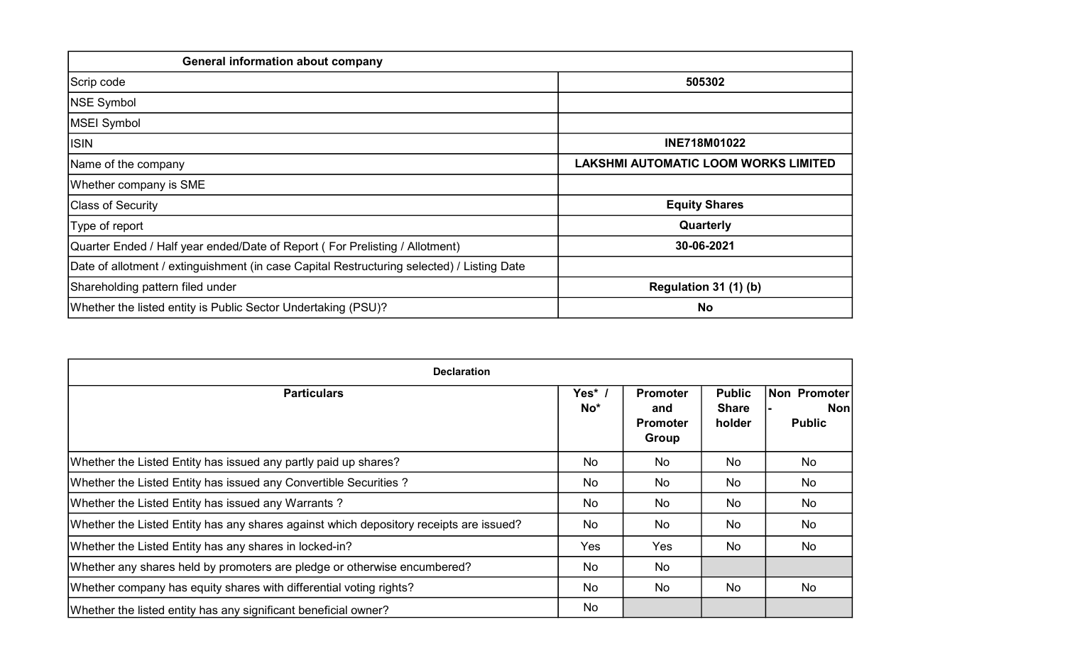| General information about company | |
|---|---|
| Scrip code | 505302 |
| NSE Symbol | |
| MSEI Symbol | |
| ISIN | INE718M01022 |
| Name of the company | LAKSHMI AUTOMATIC LOOM WORKS LIMITED |
| Whether company is SME | |
| Class of Security | Equity Shares |
| Type of report | Quarterly |
| Quarter Ended / Half year ended/Date of Report ( For Prelisting / Allotment) | 30-06-2021 |
| Date of allotment / extinguishment (in case Capital Restructuring selected) / Listing Date | |
| Shareholding pattern filed under | Regulation 31 (1) (b) |
| Whether the listed entity is Public Sector Undertaking (PSU)? | No |

| Declaration | | | | |
|---|---|---|---|---|
| Particulars | Yes* / No* | Promoter and Promoter Group | Public Share holder | Non Promoter - Non Public |
| Whether the Listed Entity has issued any partly paid up shares? | No | No | No | No |
| Whether the Listed Entity has issued any Convertible Securities ? | No | No | No | No |
| Whether the Listed Entity has issued any Warrants ? | No | No | No | No |
| Whether the Listed Entity has any shares against which depository receipts are issued? | No | No | No | No |
| Whether the Listed Entity has any shares in locked-in? | Yes | Yes | No | No |
| Whether any shares held by promoters are pledge or otherwise encumbered? | No | No | | |
| Whether company has equity shares with differential voting rights? | No | No | No | No |
| Whether the listed entity has any significant beneficial owner? | No | | | |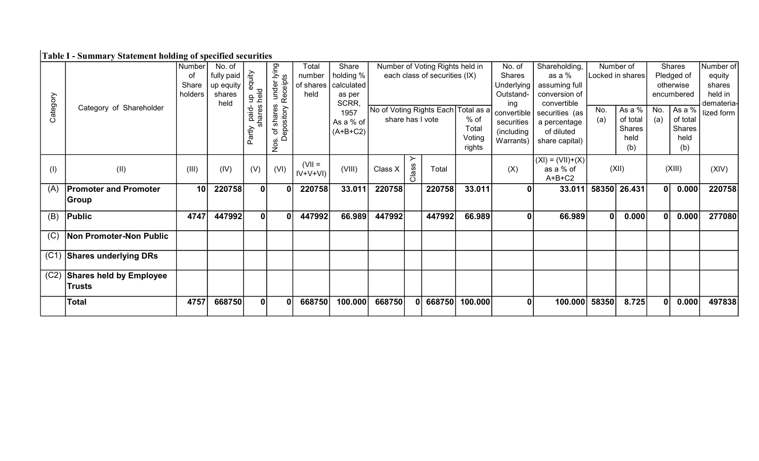**Table I - Summary Statement holding of specified securities**

| Category | Category of Shareholder | Number of Share holders | No. of fully paid up equity shares held | Partly paid- up equity shares held | Nos. of shares under lying Depository Receipts | Total number of shares held | Share holding % calculated as per SCRR, 1957 As a % of (A+B+C2) | Number of Voting Rights held in each class of securities (IX) | | | | No. of Shares Underlying Outstand-ing convertible securities (including Warrants) | Shareholding, as a % assuming full conversion of convertible securities (as a percentage of diluted share capital) | Number of Locked in shares | | Shares Pledged of otherwise encumbered | | Number of equity shares held in demateria-lized form |
|---|---|---|---|---|---|---|---|---|---|---|---|---|---|---|---|---|---|---|
| | | | | | | | | No of Voting Rights Each share has I vote | | | Total as a % of Total Voting rights | | | No. (a) | As a % of total Shares held (b) | No. (a) | As a % of total Shares held (b) | |
| (I) | (II) | (III) | (IV) | (V) | (VI) | (VII = IV+V+VI) | (VIII) | Class X | Class Y | Total | | (X) | (XI) = (VII)+(X) as a % of A+B+C2 | (XII) | | (XIII) | | (XIV) |
| (A) | **Promoter and Promoter Group** | **10** | **220758** | **0** | **0** | **220758** | **33.011** | **220758** | | **220758** | **33.011** | **0** | **33.011** | **58350** | **26.431** | **0** | **0.000** | **220758** |
| (B) | **Public** | **4747** | **447992** | **0** | **0** | **447992** | **66.989** | **447992** | | **447992** | **66.989** | **0** | **66.989** | **0** | **0.000** | **0** | **0.000** | **277080** |
| (C) | **Non Promoter-Non Public** | | | | | | | | | | | | | | | | | |
| (C1) | **Shares underlying DRs** | | | | | | | | | | | | | | | | | |
| (C2) | **Shares held by Employee Trusts** | | | | | | | | | | | | | | | | | |
| | **Total** | **4757** | **668750** | **0** | **0** | **668750** | **100.000** | **668750** | **0** | **668750** | **100.000** | **0** | **100.000** | **58350** | **8.725** | **0** | **0.000** | **497838** |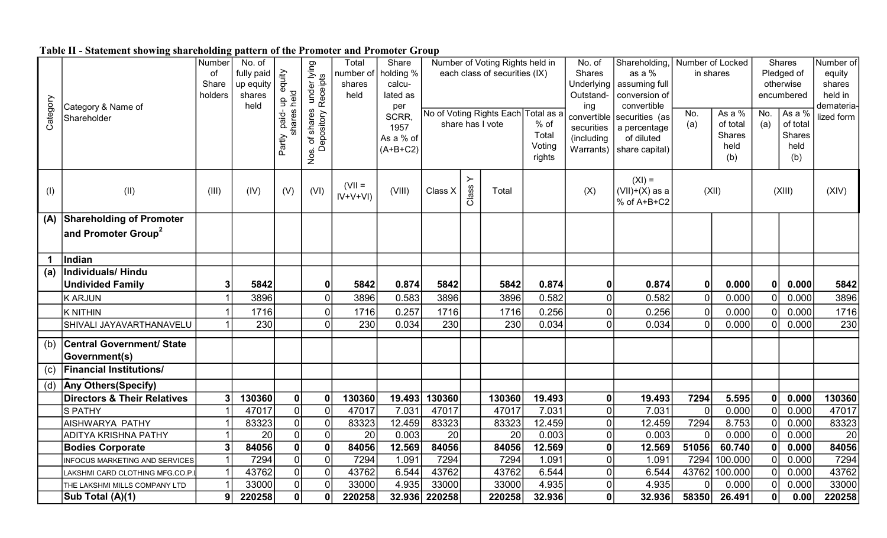**Table II - Statement showing shareholding pattern of the Promoter and Promoter Group**

| Category | Category & Name of Shareholder | Number of Share holders | No. of fully paid up equity shares held | Partly paid- up equity shares held | Nos. of shares under lying Depository Receipts | Total number of shares held | Share holding % calcu- lated as per SCRR, 1957 As a % of (A+B+C2) | Number of Voting Rights held in each class of securities (IX) | | | | No. of Shares Underlying Outstand- ing convertible securities (including Warrants) | Shareholding, as a % assuming full conversion of convertible securities (as a percentage of diluted share capital) | Number of Locked in shares | | Shares Pledged of otherwise encumbered | | Number of equity shares held in demateria- lized form |
|---|---|---|---|---|---|---|---|---|---|---|---|---|---|---|---|---|---|---|
| | | | | | | | | No of Voting Rights Each share has I vote | | | Total as a % of Total Voting rights | | | No. (a) | As a % of total Shares held (b) | No. (a) | As a % of total Shares held (b) | |
| (I) | (II) | (III) | (IV) | (V) | (VI) | (VII = IV+V+VI) | (VIII) | Class X | Class Y | Total | | (X) | (XI) = (VII)+(X) as a % of A+B+C2 | (XII) | | (XIII) | | (XIV) |
| **(A)** | **Shareholding of Promoter and Promoter Group[2]** | | | | | | | | | | | | | | | | | |
| **1** | **Indian** | | | | | | | | | | | | | | | | | |
| (a) | **Individuals/ Hindu Undivided Family** | **3** | **5842** | | **0** | **5842** | **0.874** | **5842** | | **5842** | **0.874** | **0** | **0.874** | **0** | **0.000** | **0** | **0.000** | **5842** |
| | K ARJUN | 1 | 3896 | | 0 | 3896 | 0.583 | 3896 | | 3896 | 0.582 | 0 | 0.582 | 0 | 0.000 | 0 | 0.000 | 3896 |
| | K NITHIN | 1 | 1716 | | 0 | 1716 | 0.257 | 1716 | | 1716 | 0.256 | 0 | 0.256 | 0 | 0.000 | 0 | 0.000 | 1716 |
| | SHIVALI JAYAVARTHANAVELU | 1 | 230 | | 0 | 230 | 0.034 | 230 | | 230 | 0.034 | 0 | 0.034 | 0 | 0.000 | 0 | 0.000 | 230 |
| (b) | **Central Government/ State Government(s)** | | | | | | | | | | | | | | | | | |
| (c) | **Financial Institutions/** | | | | | | | | | | | | | | | | | |
| (d) | **Any Others(Specify)** | | | | | | | | | | | | | | | | | |
| | **Directors & Their Relatives** | **3** | **130360** | **0** | **0** | **130360** | **19.493** | **130360** | | **130360** | **19.493** | **0** | **19.493** | **7294** | **5.595** | **0** | **0.000** | **130360** |
| | S PATHY | 1 | 47017 | 0 | 0 | 47017 | 7.031 | 47017 | | 47017 | 7.031 | 0 | 7.031 | 0 | 0.000 | 0 | 0.000 | 47017 |
| | AISHWARYA PATHY | 1 | 83323 | 0 | 0 | 83323 | 12.459 | 83323 | | 83323 | 12.459 | 0 | 12.459 | 7294 | 8.753 | 0 | 0.000 | 83323 |
| | ADITYA KRISHNA PATHY | 1 | 20 | 0 | 0 | 20 | 0.003 | 20 | | 20 | 0.003 | 0 | 0.003 | 0 | 0.000 | 0 | 0.000 | 20 |
| | **Bodies Corporate** | **3** | **84056** | **0** | **0** | **84056** | **12.569** | **84056** | | **84056** | **12.569** | **0** | **12.569** | **51056** | **60.740** | **0** | **0.000** | **84056** |
| | INFOCUS MARKETING AND SERVICES | 1 | 7294 | 0 | 0 | 7294 | 1.091 | 7294 | | 7294 | 1.091 | 0 | 1.091 | 7294 | 100.000 | 0 | 0.000 | 7294 |
| | LAKSHMI CARD CLOTHING MFG.CO.P.L | 1 | 43762 | 0 | 0 | 43762 | 6.544 | 43762 | | 43762 | 6.544 | 0 | 6.544 | 43762 | 100.000 | 0 | 0.000 | 43762 |
| | THE LAKSHMI MILLS COMPANY LTD | 1 | 33000 | 0 | 0 | 33000 | 4.935 | 33000 | | 33000 | 4.935 | 0 | 4.935 | 0 | 0.000 | 0 | 0.000 | 33000 |
| | **Sub Total (A)(1)** | **9** | **220258** | **0** | **0** | **220258** | **32.936** | **220258** | | **220258** | **32.936** | **0** | **32.936** | **58350** | **26.491** | **0** | **0.00** | **220258** |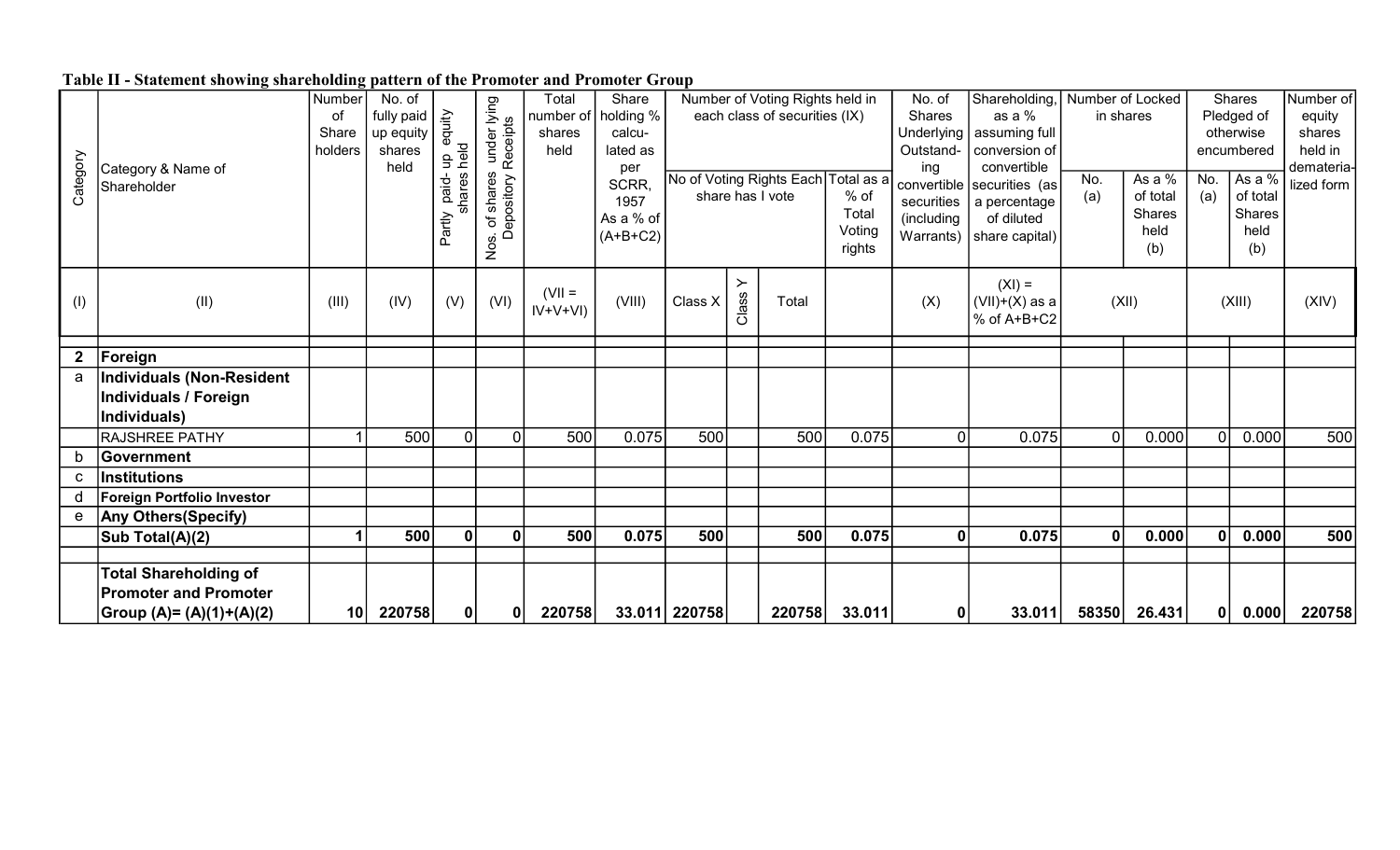**Table II - Statement showing shareholding pattern of the Promoter and Promoter Group**

| Category | Category & Name of Shareholder | Number of Share holders | No. of fully paid up equity shares held | Partly paid- up equity shares held | Nos. of shares under lying Depository Receipts | Total number of shares held | Share holding % calcu-lated as per SCRR, 1957 As a % of (A+B+C2) | Number of Voting Rights held in each class of securities (IX) | | | | No. of Shares Underlying Outstand-ing convertible securities (including Warrants) | Shareholding, as a % assuming full conversion of convertible securities (as a percentage of diluted share capital) | Number of Locked in shares | | Shares Pledged of otherwise encumbered | | Number of equity shares held in demateria-lized form |
|---|---|---|---|---|---|---|---|---|---|---|---|---|---|---|---|---|---|---|
| | | | | | | | | No of Voting Rights Each share has I vote | | | Total as a % of Total Voting rights | | | No. (a) | As a % of total Shares held (b) | No. (a) | As a % of total Shares held (b) | |
| | | | | | | | | Class X | Class Y | Total | | | | | | | | |
| (I) | (II) | (III) | (IV) | (V) | (VI) | (VII = IV+V+VI) | (VIII) | | | | | (X) | (XI) = (VII)+(X) as a % of A+B+C2 | (XII) | | (XIII) | | (XIV) |
| **2** | **Foreign** | | | | | | | | | | | | | | | | | |
| a | **Individuals (Non-Resident Individuals / Foreign Individuals)** | | | | | | | | | | | | | | | | | |
| | RAJSHREE PATHY | 1 | 500 | 0 | 0 | 500 | 0.075 | 500 | | 500 | 0.075 | 0 | 0.075 | 0 | 0.000 | 0 | 0.000 | 500 |
| b | **Government** | | | | | | | | | | | | | | | | | |
| c | **Institutions** | | | | | | | | | | | | | | | | | |
| d | **Foreign Portfolio Investor** | | | | | | | | | | | | | | | | | |
| e | **Any Others(Specify)** | | | | | | | | | | | | | | | | | |
| | **Sub Total(A)(2)** | **1** | **500** | **0** | **0** | **500** | **0.075** | **500** | | **500** | **0.075** | **0** | **0.075** | **0** | **0.000** | **0** | **0.000** | **500** |
| | **Total Shareholding of Promoter and Promoter Group (A)= (A)(1)+(A)(2)** | **10** | **220758** | **0** | **0** | **220758** | **33.011** | **220758** | | **220758** | **33.011** | **0** | **33.011** | **58350** | **26.431** | **0** | **0.000** | **220758** |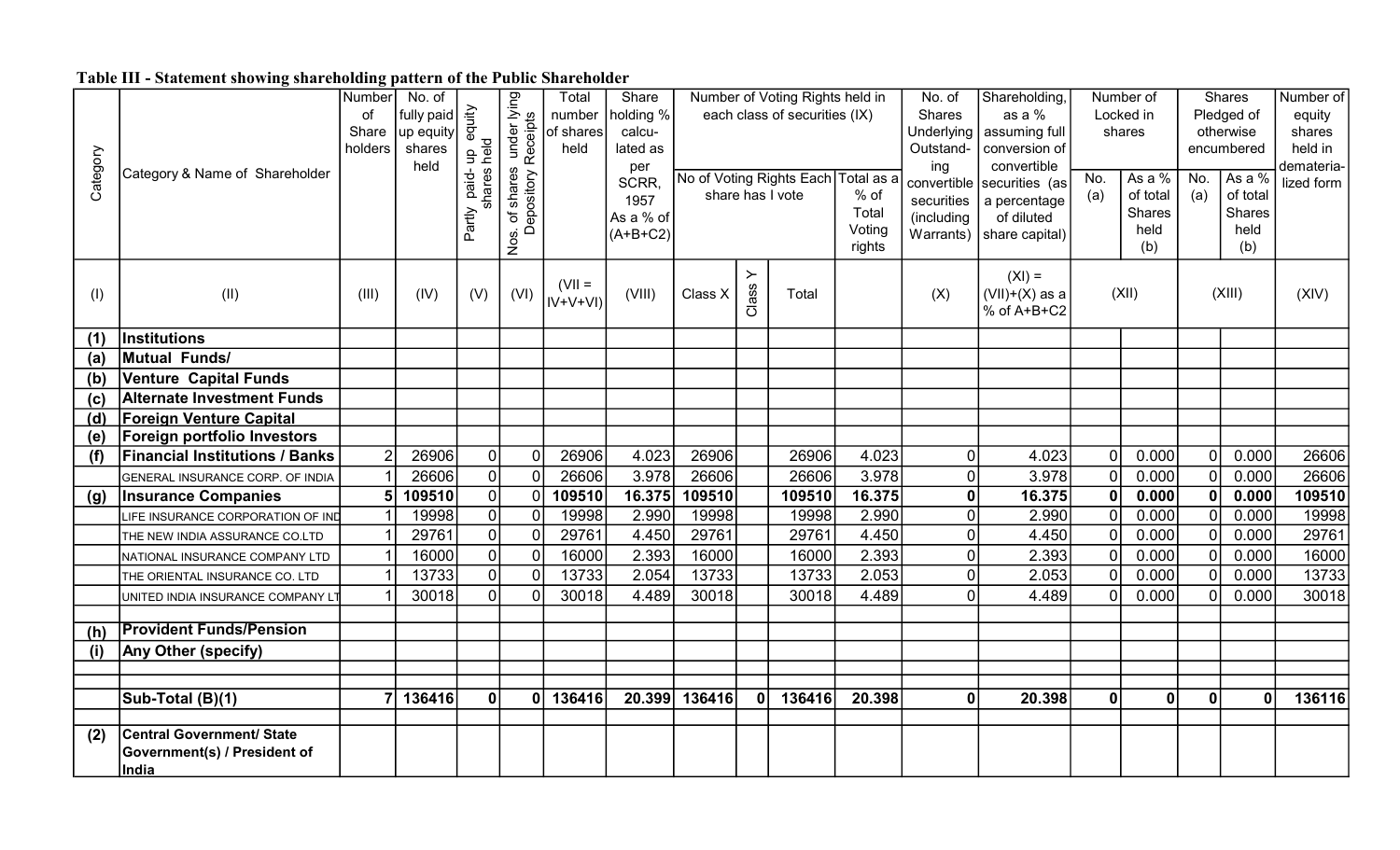**Table III - Statement showing shareholding pattern of the Public Shareholder**

| Category | Category & Name of Shareholder | Number of Share holders | No. of fully paid up equity shares held | Partly paid- up equity shares held | Nos. of shares under lying Depository Receipts | Total number of shares held | Share holding % calcu- lated as per SCRR, 1957 As a % of (A+B+C2) | Number of Voting Rights held in each class of securities (IX) | | | | No. of Shares Underlying Outstand- ing convertible securities (including Warrants) | Shareholding, as a % assuming full conversion of convertible securities (as a percentage of diluted share capital) | Number of Locked in shares | | Shares Pledged of otherwise encumbered | | Number of equity shares held in demateria- lized form |
|---|---|---|---|---|---|---|---|---|---|---|---|---|---|---|---|---|---|---|
| | | | | | | | | No of Voting Rights Each share has I vote | | | Total as a % of Total Voting rights | | | No. (a) | As a % of total Shares held (b) | No. (a) | As a % of total Shares held (b) | |
| | | | | | | | | Class X | Class Y | Total | | | | | | | | |
| (I) | (II) | (III) | (IV) | (V) | (VI) | (VII = IV+V+VI) | (VIII) | | | | | (X) | (XI) = (VII)+(X) as a % of A+B+C2 | (XII) | | (XIII) | | (XIV) |
| **(1)** | **Institutions** | | | | | | | | | | | | | | | | | |
| **(a)** | **Mutual Funds/** | | | | | | | | | | | | | | | | | |
| **(b)** | **Venture Capital Funds** | | | | | | | | | | | | | | | | | |
| **(c)** | **Alternate Investment Funds** | | | | | | | | | | | | | | | | | |
| **(d)** | **Foreign Venture Capital** | | | | | | | | | | | | | | | | | |
| **(e)** | **Foreign portfolio Investors** | | | | | | | | | | | | | | | | | |
| **(f)** | **Financial Institutions / Banks** | 2 | 26906 | 0 | 0 | 26906 | 4.023 | 26906 | | 26906 | 4.023 | 0 | 4.023 | 0 | 0.000 | 0 | 0.000 | 26606 |
| | GENERAL INSURANCE CORP. OF INDIA | 1 | 26606 | 0 | 0 | 26606 | 3.978 | 26606 | | 26606 | 3.978 | 0 | 3.978 | 0 | 0.000 | 0 | 0.000 | 26606 |
| **(g)** | **Insurance Companies** | **5** | **109510** | 0 | 0 | **109510** | **16.375** | **109510** | | **109510** | **16.375** | **0** | **16.375** | **0** | **0.000** | **0** | **0.000** | **109510** |
| | LIFE INSURANCE CORPORATION OF IND | 1 | 19998 | 0 | 0 | 19998 | 2.990 | 19998 | | 19998 | 2.990 | 0 | 2.990 | 0 | 0.000 | 0 | 0.000 | 19998 |
| | THE NEW INDIA ASSURANCE CO.LTD | 1 | 29761 | 0 | 0 | 29761 | 4.450 | 29761 | | 29761 | 4.450 | 0 | 4.450 | 0 | 0.000 | 0 | 0.000 | 29761 |
| | NATIONAL INSURANCE COMPANY LTD | 1 | 16000 | 0 | 0 | 16000 | 2.393 | 16000 | | 16000 | 2.393 | 0 | 2.393 | 0 | 0.000 | 0 | 0.000 | 16000 |
| | THE ORIENTAL INSURANCE CO. LTD | 1 | 13733 | 0 | 0 | 13733 | 2.054 | 13733 | | 13733 | 2.053 | 0 | 2.053 | 0 | 0.000 | 0 | 0.000 | 13733 |
| | UNITED INDIA INSURANCE COMPANY LT | 1 | 30018 | 0 | 0 | 30018 | 4.489 | 30018 | | 30018 | 4.489 | 0 | 4.489 | 0 | 0.000 | 0 | 0.000 | 30018 |
| | | | | | | | | | | | | | | | | | | |
| **(h)** | **Provident Funds/Pension** | | | | | | | | | | | | | | | | | |
| **(i)** | **Any Other (specify)** | | | | | | | | | | | | | | | | | |
| | | | | | | | | | | | | | | | | | | |
| | **Sub-Total (B)(1)** | **7** | **136416** | **0** | **0** | **136416** | **20.399** | **136416** | **0** | **136416** | **20.398** | **0** | **20.398** | **0** | **0** | **0** | **0** | **136116** |
| | | | | | | | | | | | | | | | | | | |
| **(2)** | **Central Government/ State Government(s) / President of India** | | | | | | | | | | | | | | | | | |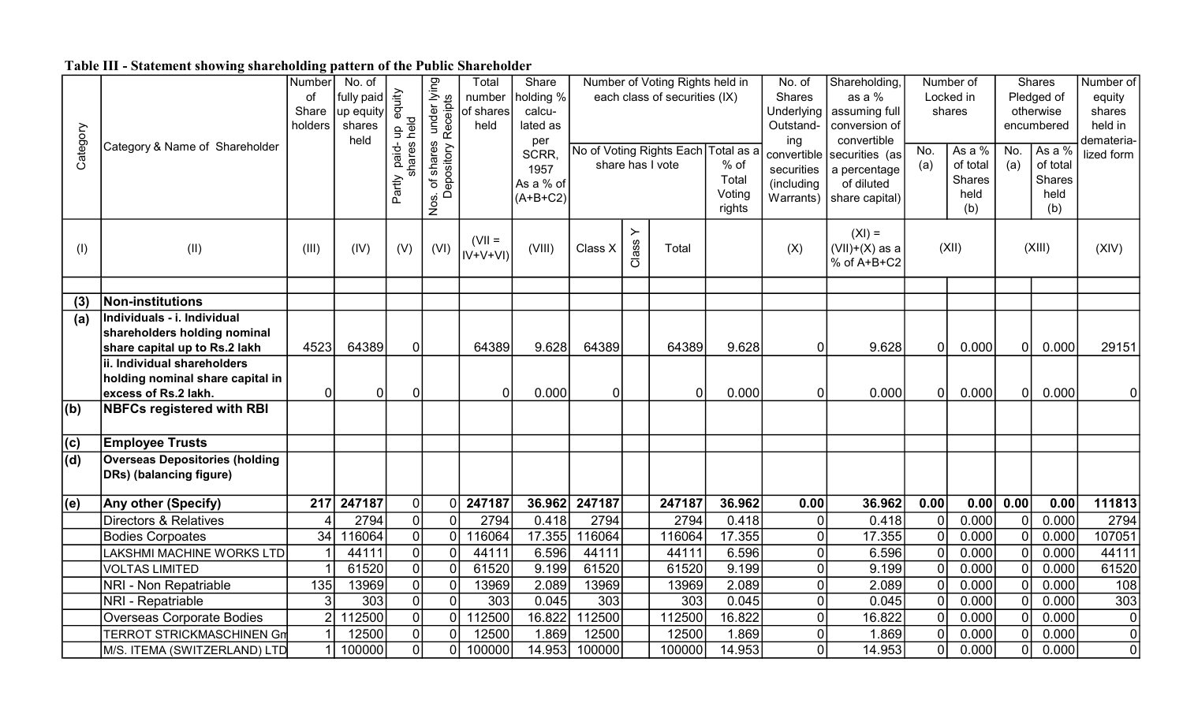**Table III - Statement showing shareholding pattern of the Public Shareholder**

| Category | Category & Name of Shareholder | Number of Share holders | No. of fully paid up equity shares held | Partly paid- up equity shares held | Nos. of shares under lying Depository Receipts | Total number of shares held | Share holding % calcu-lated as per SCRR, 1957 As a % of (A+B+C2) | Number of Voting Rights held in each class of securities (IX) | | | | No. of Shares Underlying Outstand-ing convertible securities (including Warrants) | Shareholding, as a % assuming full conversion of convertible securities (as a percentage of diluted share capital) | Number of Locked in shares | | Shares Pledged of otherwise encumbered | | Number of equity shares held in demateria-lized form |
|---|---|---|---|---|---|---|---|---|---|---|---|---|---|---|---|---|---|---|
| | | | | | | | | No of Voting Rights Each share has I vote | | | Total as a % of Total Voting rights | | | No. (a) | As a % of total Shares held (b) | No. (a) | As a % of total Shares held (b) | |
| | | | | | | | | Class X | Class Y | Total | | | | | | | | |
| (I) | (II) | (III) | (IV) | (V) | (VI) | (VII = IV+V+VI) | (VIII) | | | | | (X) | (XI) = (VII)+(X) as a % of A+B+C2 | (XII) | | (XIII) | | (XIV) |
| | | | | | | | | | | | | | | | | | | |
| **(3)** | **Non-institutions** | | | | | | | | | | | | | | | | | |
| **(a)** | **Individuals - i. Individual shareholders holding nominal share capital up to Rs.2 lakh** | 4523 | 64389 | 0 | | 64389 | 9.628 | 64389 | | 64389 | 9.628 | 0 | 9.628 | 0 | 0.000 | 0 | 0.000 | 29151 |
| | **ii. Individual shareholders holding nominal share capital in excess of Rs.2 lakh.** | 0 | 0 | 0 | | 0 | 0.000 | 0 | | 0 | 0.000 | 0 | 0.000 | 0 | 0.000 | 0 | 0.000 | 0 |
| **(b)** | **NBFCs registered with RBI** | | | | | | | | | | | | | | | | | |
| **(c)** | **Employee Trusts** | | | | | | | | | | | | | | | | | |
| **(d)** | **Overseas Depositories (holding DRs) (balancing figure)** | | | | | | | | | | | | | | | | | |
| **(e)** | **Any other (Specify)** | **217** | **247187** | 0 | 0 | **247187** | **36.962** | **247187** | | **247187** | **36.962** | **0.00** | **36.962** | **0.00** | **0.00** | **0.00** | **0.00** | **111813** |
| | Directors & Relatives | 4 | 2794 | 0 | 0 | 2794 | 0.418 | 2794 | | 2794 | 0.418 | 0 | 0.418 | 0 | 0.000 | 0 | 0.000 | 2794 |
| | Bodies Corpoates | 34 | 116064 | 0 | 0 | 116064 | 17.355 | 116064 | | 116064 | 17.355 | 0 | 17.355 | 0 | 0.000 | 0 | 0.000 | 107051 |
| | LAKSHMI MACHINE WORKS LTD | 1 | 44111 | 0 | 0 | 44111 | 6.596 | 44111 | | 44111 | 6.596 | 0 | 6.596 | 0 | 0.000 | 0 | 0.000 | 44111 |
| | VOLTAS LIMITED | 1 | 61520 | 0 | 0 | 61520 | 9.199 | 61520 | | 61520 | 9.199 | 0 | 9.199 | 0 | 0.000 | 0 | 0.000 | 61520 |
| | NRI - Non Repatriable | 135 | 13969 | 0 | 0 | 13969 | 2.089 | 13969 | | 13969 | 2.089 | 0 | 2.089 | 0 | 0.000 | 0 | 0.000 | 108 |
| | NRI - Repatriable | 3 | 303 | 0 | 0 | 303 | 0.045 | 303 | | 303 | 0.045 | 0 | 0.045 | 0 | 0.000 | 0 | 0.000 | 303 |
| | Overseas Corporate Bodies | 2 | 112500 | 0 | 0 | 112500 | 16.822 | 112500 | | 112500 | 16.822 | 0 | 16.822 | 0 | 0.000 | 0 | 0.000 | 0 |
| | TERROT STRICKMASCHINEN Gm | 1 | 12500 | 0 | 0 | 12500 | 1.869 | 12500 | | 12500 | 1.869 | 0 | 1.869 | 0 | 0.000 | 0 | 0.000 | 0 |
| | M/S. ITEMA (SWITZERLAND) LTD | 1 | 100000 | 0 | 0 | 100000 | 14.953 | 100000 | | 100000 | 14.953 | 0 | 14.953 | 0 | 0.000 | 0 | 0.000 | 0 |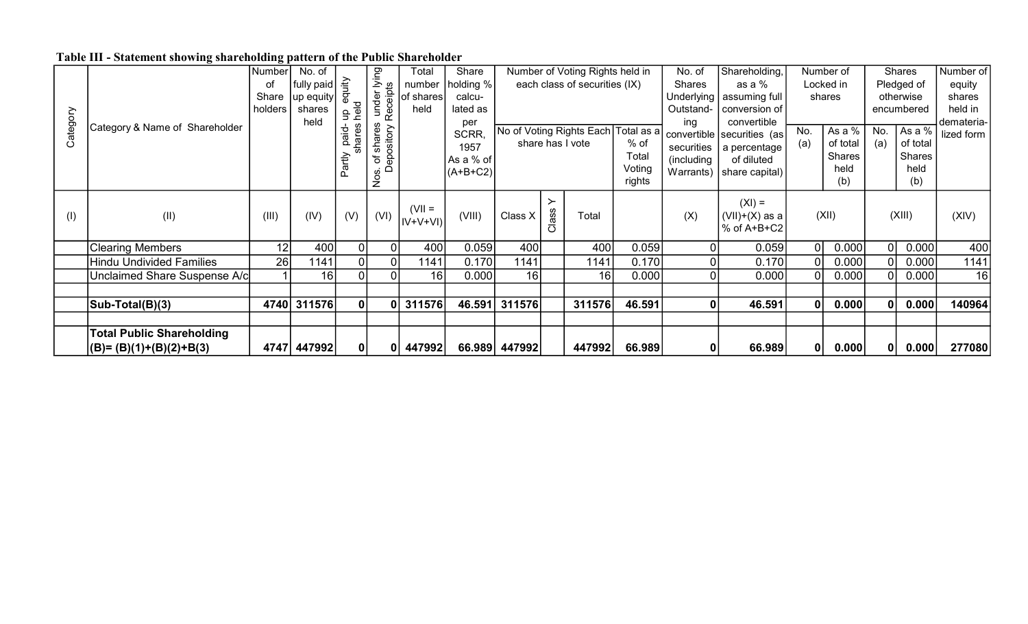**Table III - Statement showing shareholding pattern of the Public Shareholder**

| Category | Category & Name of Shareholder | Number of Share holders | No. of fully paid up equity shares held | Partly paid- up equity shares held | Nos. of shares under lying Depository Receipts | Total number of shares held | Share holding % calcu- lated as per SCRR, 1957 As a % of (A+B+C2) | Number of Voting Rights held in each class of securities (IX) | | | | No. of Shares Underlying Outstand- ing convertible securities (including Warrants) | Shareholding, as a % assuming full conversion of convertible securities (as a percentage of diluted share capital) | Number of Locked in shares | | Shares Pledged of otherwise encumbered | | Number of equity shares held in demateria- lized form |
|---|---|---|---|---|---|---|---|---|---|---|---|---|---|---|---|---|---|---|
| | | | | | | | | No of Voting Rights Each share has I vote | | | Total as a % of Total Voting rights | | | No. (a) | As a % of total Shares held (b) | No. (a) | As a % of total Shares held (b) | |
| | | | | | | | | Class X | Class Y | Total | | | | | | | | |
| (I) | (II) | (III) | (IV) | (V) | (VI) | (VII = IV+V+VI) | (VIII) | | | | | (X) | (XI) = (VII)+(X) as a % of A+B+C2 | (XII) | | (XIII) | | (XIV) |
| | Clearing Members | 12 | 400 | 0 | 0 | 400 | 0.059 | 400 | | 400 | 0.059 | 0 | 0.059 | 0 | 0.000 | 0 | 0.000 | 400 |
| | Hindu Undivided Families | 26 | 1141 | 0 | 0 | 1141 | 0.170 | 1141 | | 1141 | 0.170 | 0 | 0.170 | 0 | 0.000 | 0 | 0.000 | 1141 |
| | Unclaimed Share Suspense A/c | 1 | 16 | 0 | 0 | 16 | 0.000 | 16 | | 16 | 0.000 | 0 | 0.000 | 0 | 0.000 | 0 | 0.000 | 16 |
| | | | | | | | | | | | | | | | | | | |
| | **Sub-Total(B)(3)** | **4740** | **311576** | **0** | **0** | **311576** | **46.591** | **311576** | | **311576** | **46.591** | **0** | **46.591** | **0** | **0.000** | **0** | **0.000** | **140964** |
| | | | | | | | | | | | | | | | | | | |
| | **Total Public Shareholding (B)= (B)(1)+(B)(2)+B(3)** | **4747** | **447992** | **0** | **0** | **447992** | **66.989** | **447992** | | **447992** | **66.989** | **0** | **66.989** | **0** | **0.000** | **0** | **0.000** | **277080** |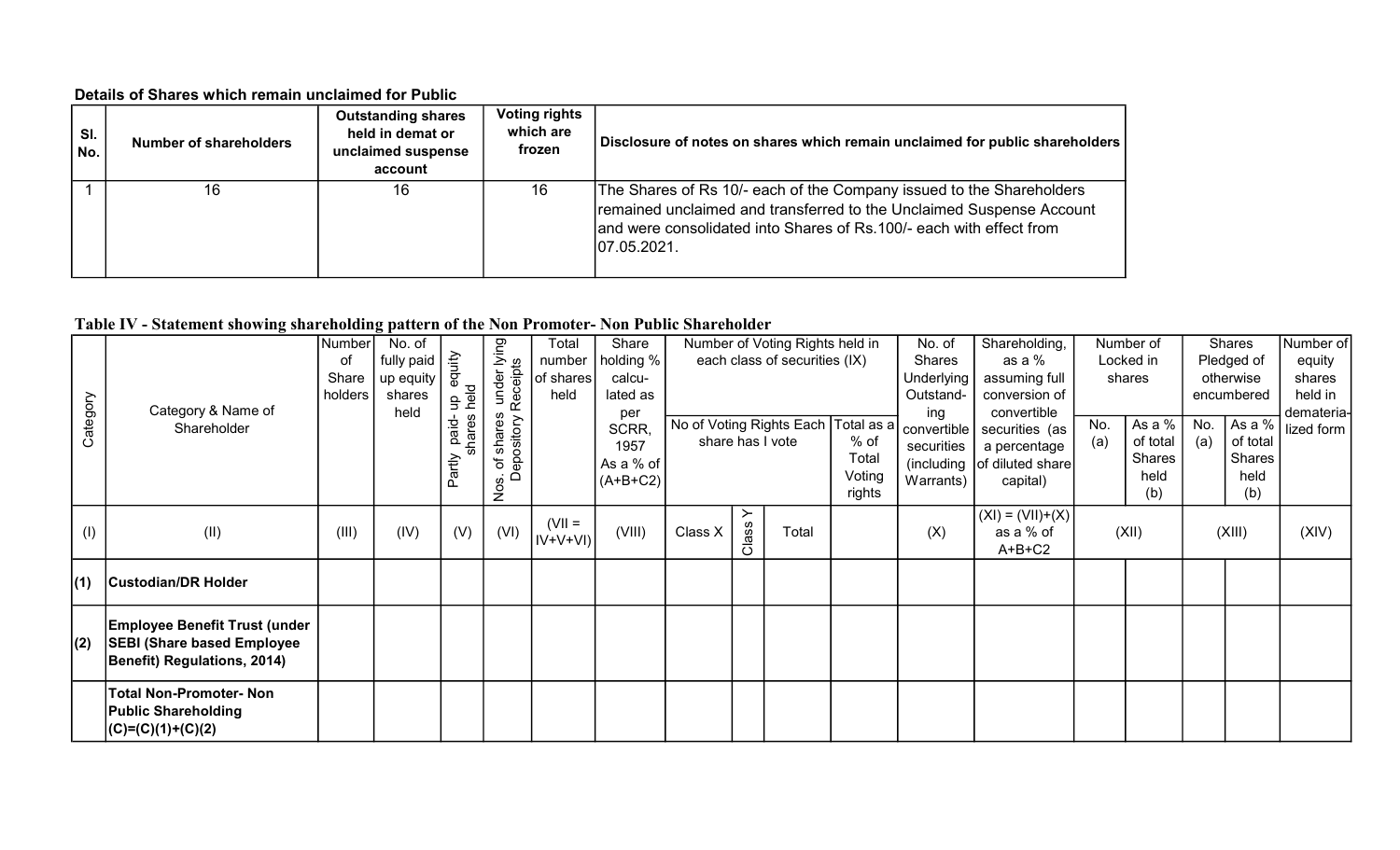**Details of Shares which remain unclaimed for Public**

| Sl. No. | Number of shareholders | Outstanding shares held in demat or unclaimed suspense account | Voting rights which are frozen | Disclosure of notes on shares which remain unclaimed for public shareholders |
|---|---|---|---|---|
| 1 | 16 | 16 | 16 | The Shares of Rs 10/- each of the Company issued to the Shareholders remained unclaimed and transferred to the Unclaimed Suspense Account and were consolidated into Shares of Rs.100/- each with effect from 07.05.2021. |

**Table IV - Statement showing shareholding pattern of the Non Promoter- Non Public Shareholder**

| Category | Category & Name of Shareholder | Number of Share holders | No. of fully paid up equity shares held | Partly paid- up equity shares held | Nos. of shares under lying Depository Receipts | Total number of shares held | Share holding % calcu- lated as per SCRR, 1957 As a % of (A+B+C2) | Number of Voting Rights held in each class of securities (IX) | | | | No. of Shares Underlying Outstand- ing convertible securities (including Warrants) | Shareholding, as a % assuming full conversion of convertible securities (as a percentage of diluted share capital) | Number of Locked in shares | | Shares Pledged of otherwise encumbered | | Number of equity shares held in demateria- lized form |
|---|---|---|---|---|---|---|---|---|---|---|---|---|---|---|---|---|---|---|
| | | | | | | | | No of Voting Rights Each share has I vote | | | Total as a % of Total Voting rights | | | No. (a) | As a % of total Shares held (b) | No. (a) | As a % of total Shares held (b) | |
| (I) | (II) | (III) | (IV) | (V) | (VI) | (VII = IV+V+VI) | (VIII) | Class X | Class Y | Total | | (X) | (XI) = (VII)+(X) as a % of A+B+C2 | (XII) | | (XIII) | | (XIV) |
| (1) | **Custodian/DR Holder** | | | | | | | | | | | | | | | | | |
| (2) | **Employee Benefit Trust (under SEBI (Share based Employee Benefit) Regulations, 2014)** | | | | | | | | | | | | | | | | | |
| | **Total Non-Promoter- Non Public Shareholding (C)=(C)(1)+(C)(2)** | | | | | | | | | | | | | | | | | |